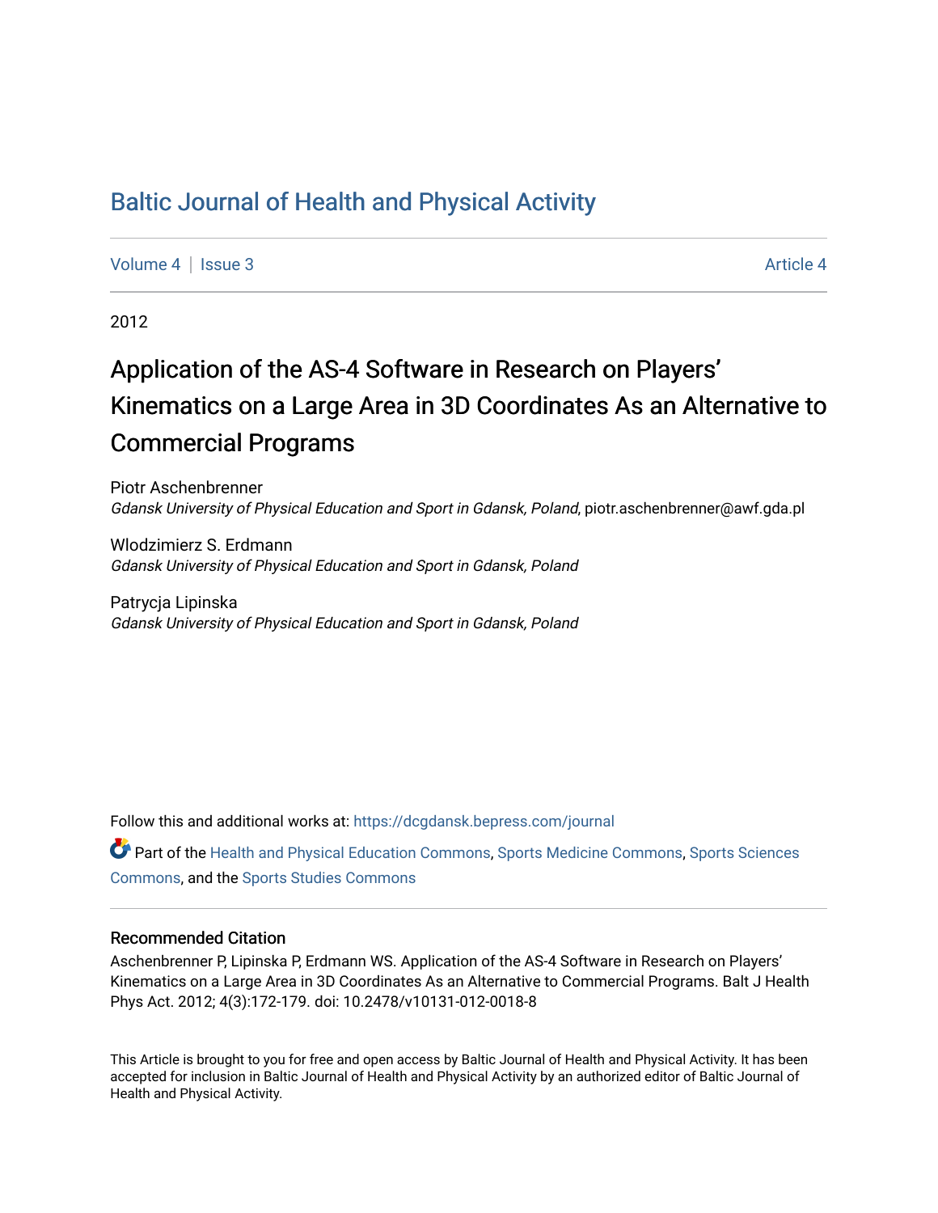# Baltic Journal of Health and Physical Activity

Volume 4 | Issue 3 Article 4

2012

## Application of the AS-4 Software in Research on Players' Kinematics on a Large Area in 3D Coordinates As an Alternative to Commercial Programs

Piotr Aschenbrenner
*Gdansk University of Physical Education and Sport in Gdansk, Poland*, piotr.aschenbrenner@awf.gda.pl

Wlodzimierz S. Erdmann
*Gdansk University of Physical Education and Sport in Gdansk, Poland*

Patrycja Lipinska
*Gdansk University of Physical Education and Sport in Gdansk, Poland*

Follow this and additional works at: https://dcgdansk.bepress.com/journal

Part of the Health and Physical Education Commons, Sports Medicine Commons, Sports Sciences Commons, and the Sports Studies Commons

### Recommended Citation

Aschenbrenner P, Lipinska P, Erdmann WS. Application of the AS-4 Software in Research on Players' Kinematics on a Large Area in 3D Coordinates As an Alternative to Commercial Programs. Balt J Health Phys Act. 2012; 4(3):172-179. doi: 10.2478/v10131-012-0018-8

This Article is brought to you for free and open access by Baltic Journal of Health and Physical Activity. It has been accepted for inclusion in Baltic Journal of Health and Physical Activity by an authorized editor of Baltic Journal of Health and Physical Activity.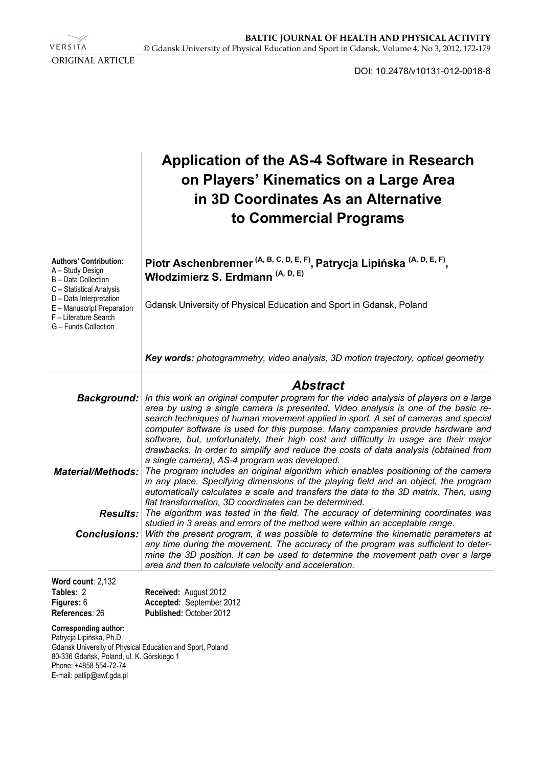ORIGINAL ARTICLE

DOI: 10.2478/v10131-012-0018-8

# Application of the AS-4 Software in Research on Players' Kinematics on a Large Area in 3D Coordinates As an Alternative to Commercial Programs

**Authors' Contribution:**
A – Study Design
B – Data Collection
C – Statistical Analysis
D – Data Interpretation
E – Manuscript Preparation
F – Literature Search
G – Funds Collection

**Piotr Aschenbrenner (A, B, C, D, E, F), Patrycja Lipińska (A, D, E, F), Włodzimierz S. Erdmann (A, D, E)**

Gdansk University of Physical Education and Sport in Gdansk, Poland

***Key words:*** *photogrammetry, video analysis, 3D motion trajectory, optical geometry*

## Abstract

***Background:*** *In this work an original computer program for the video analysis of players on a large area by using a single camera is presented. Video analysis is one of the basic research techniques of human movement applied in sport. A set of cameras and special computer software is used for this purpose. Many companies provide hardware and software, but, unfortunately, their high cost and difficulty in usage are their major drawbacks. In order to simplify and reduce the costs of data analysis (obtained from a single camera), AS-4 program was developed.*

***Material/Methods:*** *The program includes an original algorithm which enables positioning of the camera in any place. Specifying dimensions of the playing field and an object, the program automatically calculates a scale and transfers the data to the 3D matrix. Then, using flat transformation, 3D coordinates can be determined.*

***Results:*** *The algorithm was tested in the field. The accuracy of determining coordinates was studied in 3 areas and errors of the method were within an acceptable range.*

***Conclusions:*** *With the present program, it was possible to determine the kinematic parameters at any time during the movement. The accuracy of the program was sufficient to determine the 3D position. It can be used to determine the movement path over a large area and then to calculate velocity and acceleration.*

**Word count**: 2,132
**Tables:** 2
**Figures:** 6
**References**: 26

**Received:** August 2012
**Accepted:** September 2012
**Published:** October 2012

**Corresponding author:**
Patrycja Lipińska, Ph.D.
Gdansk University of Physical Education and Sport, Poland
80-336 Gdańsk, Poland, ul. K. Górskiego 1
Phone: +4858 554-72-74
E-mail: patlip@awf.gda.pl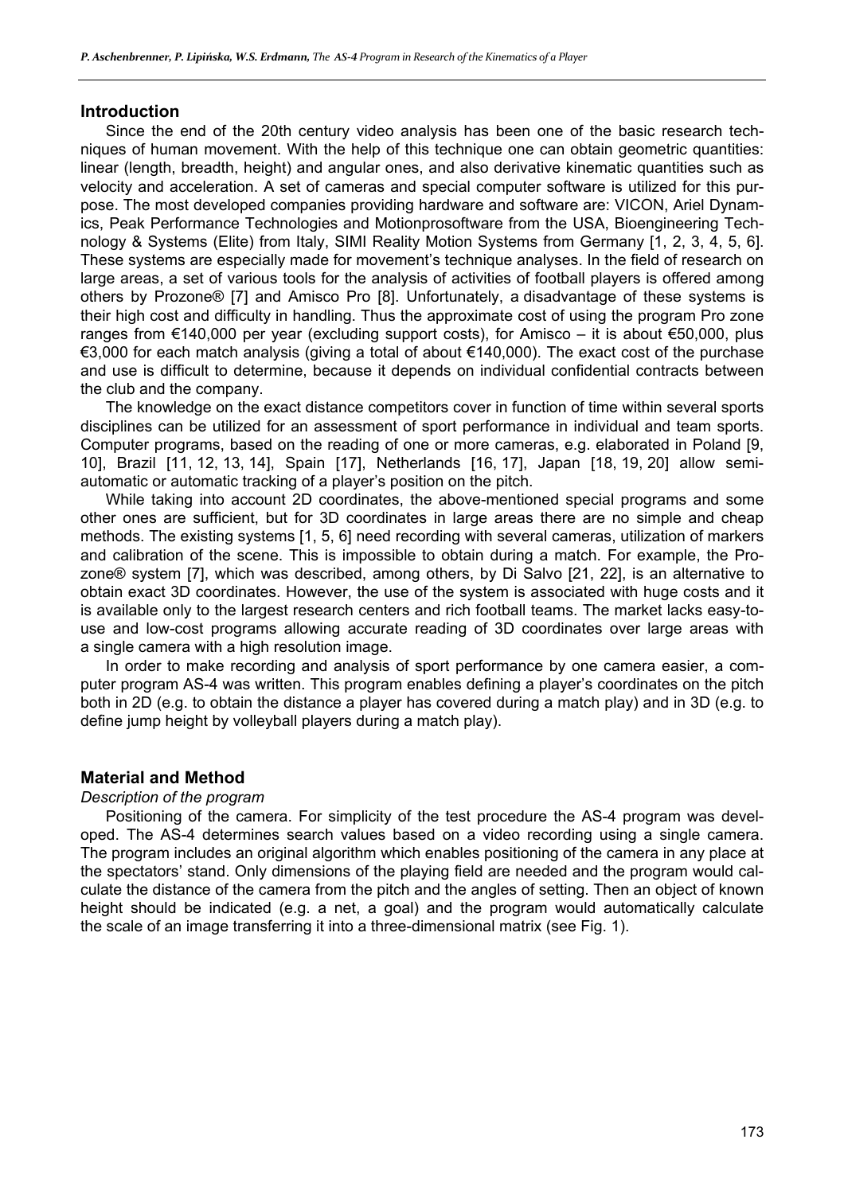## Introduction

Since the end of the 20th century video analysis has been one of the basic research techniques of human movement. With the help of this technique one can obtain geometric quantities: linear (length, breadth, height) and angular ones, and also derivative kinematic quantities such as velocity and acceleration. A set of cameras and special computer software is utilized for this purpose. The most developed companies providing hardware and software are: VICON, Ariel Dynamics, Peak Performance Technologies and Motionprosoftware from the USA, Bioengineering Technology & Systems (Elite) from Italy, SIMI Reality Motion Systems from Germany [1, 2, 3, 4, 5, 6]. These systems are especially made for movement's technique analyses. In the field of research on large areas, a set of various tools for the analysis of activities of football players is offered among others by Prozone® [7] and Amisco Pro [8]. Unfortunately, a disadvantage of these systems is their high cost and difficulty in handling. Thus the approximate cost of using the program Pro zone ranges from €140,000 per year (excluding support costs), for Amisco – it is about €50,000, plus €3,000 for each match analysis (giving a total of about €140,000). The exact cost of the purchase and use is difficult to determine, because it depends on individual confidential contracts between the club and the company.

The knowledge on the exact distance competitors cover in function of time within several sports disciplines can be utilized for an assessment of sport performance in individual and team sports. Computer programs, based on the reading of one or more cameras, e.g. elaborated in Poland [9, 10], Brazil [11, 12, 13, 14], Spain [17], Netherlands [16, 17], Japan [18, 19, 20] allow semi-automatic or automatic tracking of a player's position on the pitch.

While taking into account 2D coordinates, the above-mentioned special programs and some other ones are sufficient, but for 3D coordinates in large areas there are no simple and cheap methods. The existing systems [1, 5, 6] need recording with several cameras, utilization of markers and calibration of the scene. This is impossible to obtain during a match. For example, the Prozone® system [7], which was described, among others, by Di Salvo [21, 22], is an alternative to obtain exact 3D coordinates. However, the use of the system is associated with huge costs and it is available only to the largest research centers and rich football teams. The market lacks easy-to-use and low-cost programs allowing accurate reading of 3D coordinates over large areas with a single camera with a high resolution image.

In order to make recording and analysis of sport performance by one camera easier, a computer program AS-4 was written. This program enables defining a player's coordinates on the pitch both in 2D (e.g. to obtain the distance a player has covered during a match play) and in 3D (e.g. to define jump height by volleyball players during a match play).

## Material and Method

### *Description of the program*

Positioning of the camera. For simplicity of the test procedure the AS-4 program was developed. The AS-4 determines search values based on a video recording using a single camera. The program includes an original algorithm which enables positioning of the camera in any place at the spectators' stand. Only dimensions of the playing field are needed and the program would calculate the distance of the camera from the pitch and the angles of setting. Then an object of known height should be indicated (e.g. a net, a goal) and the program would automatically calculate the scale of an image transferring it into a three-dimensional matrix (see Fig. 1).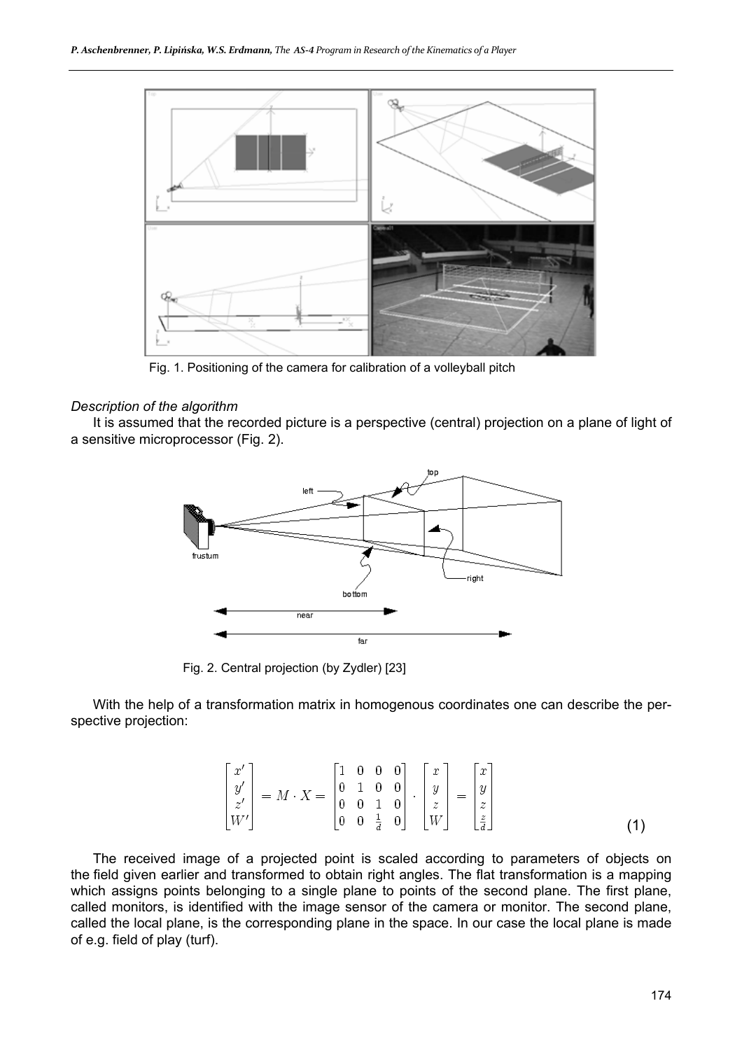Fig. 1. Positioning of the camera for calibration of a volleyball pitch

*Description of the algorithm*

It is assumed that the recorded picture is a perspective (central) projection on a plane of light of a sensitive microprocessor (Fig. 2).

Fig. 2. Central projection (by Zydler) [23]

With the help of a transformation matrix in homogenous coordinates one can describe the perspective projection:

$$\begin{bmatrix} x' \\ y' \\ z' \\ W' \end{bmatrix} = M \cdot X = \begin{bmatrix} 1 & 0 & 0 & 0 \\ 0 & 1 & 0 & 0 \\ 0 & 0 & 1 & 0 \\ 0 & 0 & \frac{1}{d} & 0 \end{bmatrix} \cdot \begin{bmatrix} x \\ y \\ z \\ W \end{bmatrix} = \begin{bmatrix} x \\ y \\ z \\ \frac{z}{d} \end{bmatrix} \tag{1}$$

The received image of a projected point is scaled according to parameters of objects on the field given earlier and transformed to obtain right angles. The flat transformation is a mapping which assigns points belonging to a single plane to points of the second plane. The first plane, called monitors, is identified with the image sensor of the camera or monitor. The second plane, called the local plane, is the corresponding plane in the space. In our case the local plane is made of e.g. field of play (turf).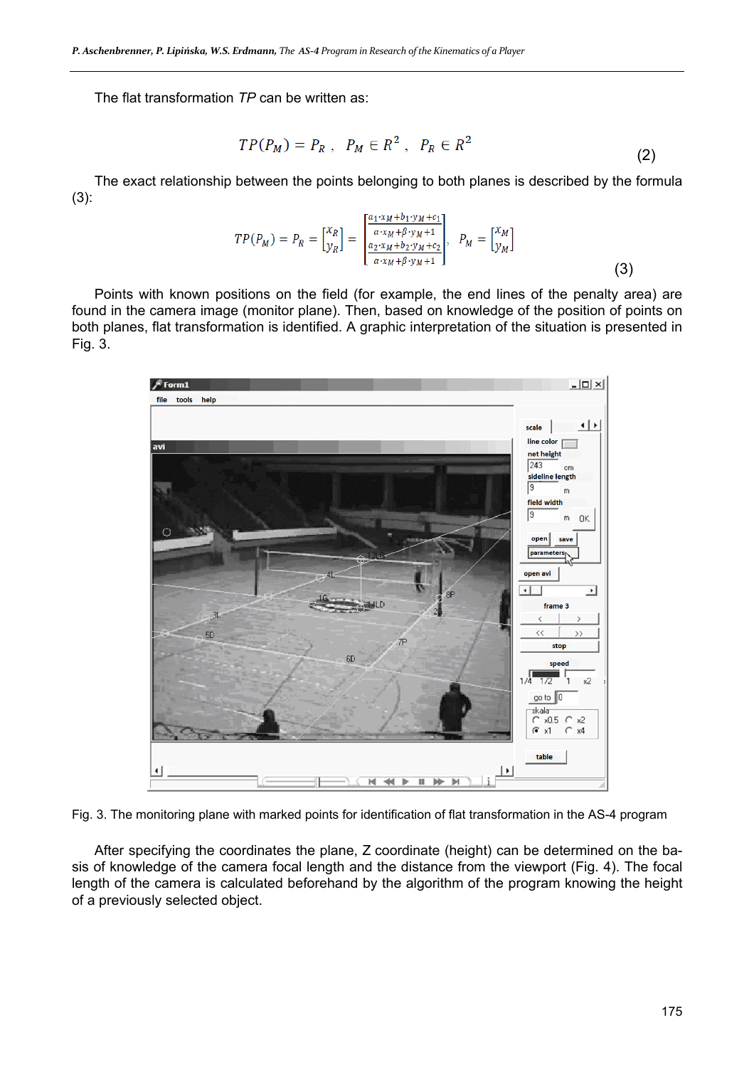The flat transformation *TP* can be written as:

$$TP(P_M) = P_R\ ,\ \ P_M \in R^2\ ,\ \ P_R \in R^2 \tag{2}$$

The exact relationship between the points belonging to both planes is described by the formula (3):

$$TP(P_M) = P_R = \begin{bmatrix} x_R \\ y_R \end{bmatrix} = \begin{bmatrix} \frac{a_1 \cdot x_M + b_1 \cdot y_M + c_1}{\alpha \cdot x_M + \beta \cdot y_M + 1} \\ \frac{a_2 \cdot x_M + b_2 \cdot y_M + c_2}{\alpha \cdot x_M + \beta \cdot y_M + 1} \end{bmatrix},\ \ P_M = \begin{bmatrix} x_M \\ y_M \end{bmatrix} \tag{3}$$

Points with known positions on the field (for example, the end lines of the penalty area) are found in the camera image (monitor plane). Then, based on knowledge of the position of points on both planes, flat transformation is identified. A graphic interpretation of the situation is presented in Fig. 3.

Fig. 3. The monitoring plane with marked points for identification of flat transformation in the AS-4 program

After specifying the coordinates the plane, Z coordinate (height) can be determined on the basis of knowledge of the camera focal length and the distance from the viewport (Fig. 4). The focal length of the camera is calculated beforehand by the algorithm of the program knowing the height of a previously selected object.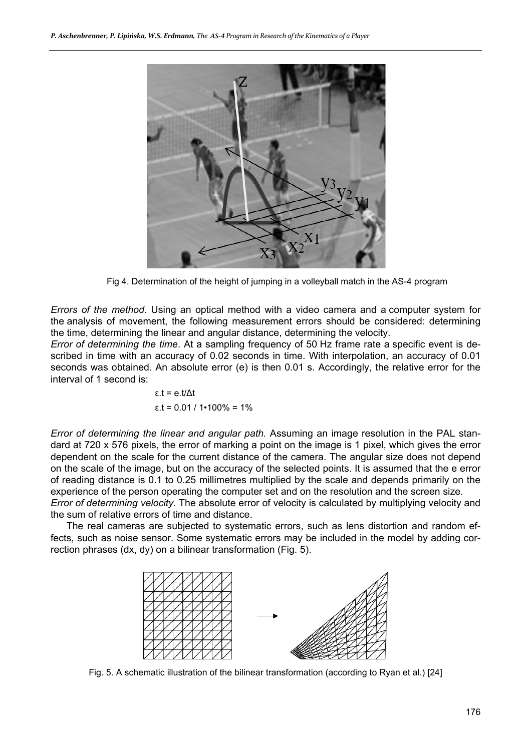Fig 4. Determination of the height of jumping in a volleyball match in the AS-4 program

*Errors of the method*. Using an optical method with a video camera and a computer system for the analysis of movement, the following measurement errors should be considered: determining the time, determining the linear and angular distance, determining the velocity.

*Error of determining the time*. At a sampling frequency of 50 Hz frame rate a specific event is described in time with an accuracy of 0.02 seconds in time. With interpolation, an accuracy of 0.01 seconds was obtained. An absolute error (e) is then 0.01 s. Accordingly, the relative error for the interval of 1 second is:

$$\varepsilon.t = e.t/\Delta t$$

$$\varepsilon.t = 0.01 / 1 \cdot 100\% = 1\%$$

*Error of determining the linear and angular path.* Assuming an image resolution in the PAL standard at 720 x 576 pixels, the error of marking a point on the image is 1 pixel, which gives the error dependent on the scale for the current distance of the camera. The angular size does not depend on the scale of the image, but on the accuracy of the selected points. It is assumed that the e error of reading distance is 0.1 to 0.25 millimetres multiplied by the scale and depends primarily on the experience of the person operating the computer set and on the resolution and the screen size.

*Error of determining velocity*. The absolute error of velocity is calculated by multiplying velocity and the sum of relative errors of time and distance.

The real cameras are subjected to systematic errors, such as lens distortion and random effects, such as noise sensor. Some systematic errors may be included in the model by adding correction phrases (dx, dy) on a bilinear transformation (Fig. 5).

Fig. 5. A schematic illustration of the bilinear transformation (according to Ryan et al.) [24]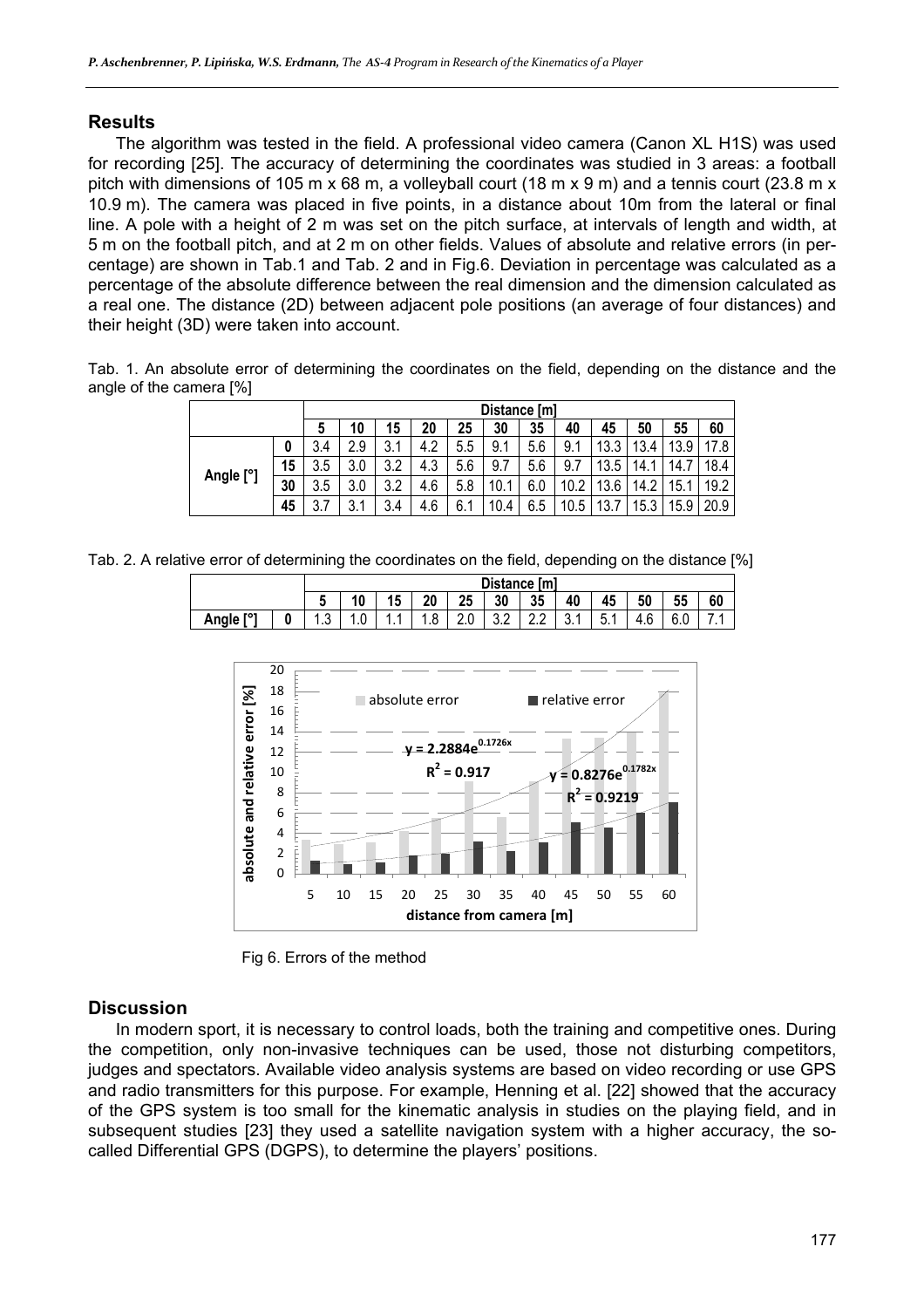## Results

The algorithm was tested in the field. A professional video camera (Canon XL H1S) was used for recording [25]. The accuracy of determining the coordinates was studied in 3 areas: a football pitch with dimensions of 105 m x 68 m, a volleyball court (18 m x 9 m) and a tennis court (23.8 m x 10.9 m). The camera was placed in five points, in a distance about 10m from the lateral or final line. A pole with a height of 2 m was set on the pitch surface, at intervals of length and width, at 5 m on the football pitch, and at 2 m on other fields. Values of absolute and relative errors (in percentage) are shown in Tab.1 and Tab. 2 and in Fig.6. Deviation in percentage was calculated as a percentage of the absolute difference between the real dimension and the dimension calculated as a real one. The distance (2D) between adjacent pole positions (an average of four distances) and their height (3D) were taken into account.

Tab. 1. An absolute error of determining the coordinates on the field, depending on the distance and the angle of the camera [%]

| | | Distance [m] | | | | | | | | | | | |
|---|---|---|---|---|---|---|---|---|---|---|---|---|---|
| | | 5 | 10 | 15 | 20 | 25 | 30 | 35 | 40 | 45 | 50 | 55 | 60 |
| Angle [°] | 0 | 3.4 | 2.9 | 3.1 | 4.2 | 5.5 | 9.1 | 5.6 | 9.1 | 13.3 | 13.4 | 13.9 | 17.8 |
| | 15 | 3.5 | 3.0 | 3.2 | 4.3 | 5.6 | 9.7 | 5.6 | 9.7 | 13.5 | 14.1 | 14.7 | 18.4 |
| | 30 | 3.5 | 3.0 | 3.2 | 4.6 | 5.8 | 10.1 | 6.0 | 10.2 | 13.6 | 14.2 | 15.1 | 19.2 |
| | 45 | 3.7 | 3.1 | 3.4 | 4.6 | 6.1 | 10.4 | 6.5 | 10.5 | 13.7 | 15.3 | 15.9 | 20.9 |

Tab. 2. A relative error of determining the coordinates on the field, depending on the distance [%]

| | | Distance [m] | | | | | | | | | | | |
|---|---|---|---|---|---|---|---|---|---|---|---|---|---|
| | | 5 | 10 | 15 | 20 | 25 | 30 | 35 | 40 | 45 | 50 | 55 | 60 |
| Angle [°] | 0 | 1.3 | 1.0 | 1.1 | 1.8 | 2.0 | 3.2 | 2.2 | 3.1 | 5.1 | 4.6 | 6.0 | 7.1 |

Fig 6. Errors of the method

## Discussion

In modern sport, it is necessary to control loads, both the training and competitive ones. During the competition, only non-invasive techniques can be used, those not disturbing competitors, judges and spectators. Available video analysis systems are based on video recording or use GPS and radio transmitters for this purpose. For example, Henning et al. [22] showed that the accuracy of the GPS system is too small for the kinematic analysis in studies on the playing field, and in subsequent studies [23] they used a satellite navigation system with a higher accuracy, the so-called Differential GPS (DGPS), to determine the players' positions.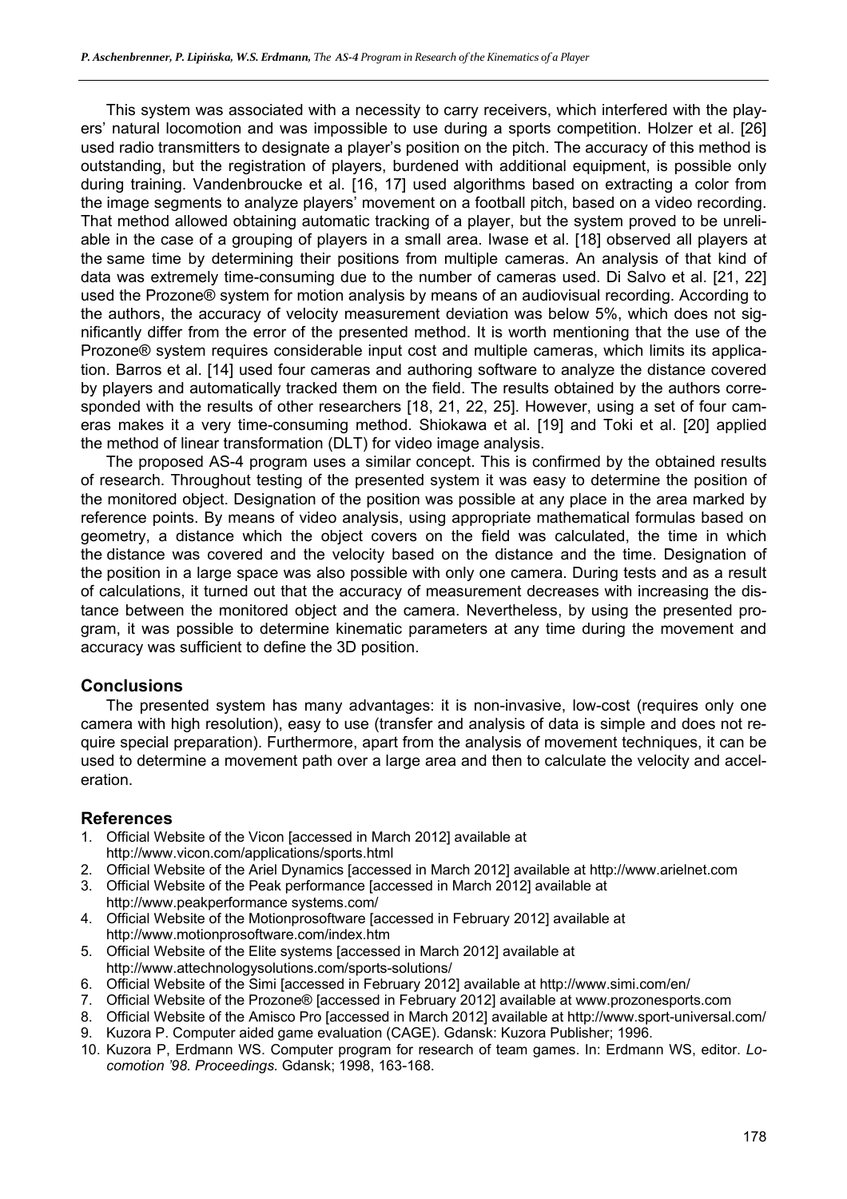This system was associated with a necessity to carry receivers, which interfered with the players' natural locomotion and was impossible to use during a sports competition. Holzer et al. [26] used radio transmitters to designate a player's position on the pitch. The accuracy of this method is outstanding, but the registration of players, burdened with additional equipment, is possible only during training. Vandenbroucke et al. [16, 17] used algorithms based on extracting a color from the image segments to analyze players' movement on a football pitch, based on a video recording. That method allowed obtaining automatic tracking of a player, but the system proved to be unreliable in the case of a grouping of players in a small area. Iwase et al. [18] observed all players at the same time by determining their positions from multiple cameras. An analysis of that kind of data was extremely time-consuming due to the number of cameras used. Di Salvo et al. [21, 22] used the Prozone® system for motion analysis by means of an audiovisual recording. According to the authors, the accuracy of velocity measurement deviation was below 5%, which does not significantly differ from the error of the presented method. It is worth mentioning that the use of the Prozone® system requires considerable input cost and multiple cameras, which limits its application. Barros et al. [14] used four cameras and authoring software to analyze the distance covered by players and automatically tracked them on the field. The results obtained by the authors corresponded with the results of other researchers [18, 21, 22, 25]. However, using a set of four cameras makes it a very time-consuming method. Shiokawa et al. [19] and Toki et al. [20] applied the method of linear transformation (DLT) for video image analysis.

The proposed AS-4 program uses a similar concept. This is confirmed by the obtained results of research. Throughout testing of the presented system it was easy to determine the position of the monitored object. Designation of the position was possible at any place in the area marked by reference points. By means of video analysis, using appropriate mathematical formulas based on geometry, a distance which the object covers on the field was calculated, the time in which the distance was covered and the velocity based on the distance and the time. Designation of the position in a large space was also possible with only one camera. During tests and as a result of calculations, it turned out that the accuracy of measurement decreases with increasing the distance between the monitored object and the camera. Nevertheless, by using the presented program, it was possible to determine kinematic parameters at any time during the movement and accuracy was sufficient to define the 3D position.

## Conclusions

The presented system has many advantages: it is non-invasive, low-cost (requires only one camera with high resolution), easy to use (transfer and analysis of data is simple and does not require special preparation). Furthermore, apart from the analysis of movement techniques, it can be used to determine a movement path over a large area and then to calculate the velocity and acceleration.

## References

1. Official Website of the Vicon [accessed in March 2012] available at http://www.vicon.com/applications/sports.html
2. Official Website of the Ariel Dynamics [accessed in March 2012] available at http://www.arielnet.com
3. Official Website of the Peak performance [accessed in March 2012] available at http://www.peakperformance systems.com/
4. Official Website of the Motionprosoftware [accessed in February 2012] available at http://www.motionprosoftware.com/index.htm
5. Official Website of the Elite systems [accessed in March 2012] available at http://www.attechnologysolutions.com/sports-solutions/
6. Official Website of the Simi [accessed in February 2012] available at http://www.simi.com/en/
7. Official Website of the Prozone® [accessed in February 2012] available at www.prozonesports.com
8. Official Website of the Amisco Pro [accessed in March 2012] available at http://www.sport-universal.com/
9. Kuzora P. Computer aided game evaluation (CAGE). Gdansk: Kuzora Publisher; 1996.
10. Kuzora P, Erdmann WS. Computer program for research of team games. In: Erdmann WS, editor. *Locomotion '98. Proceedings.* Gdansk; 1998, 163-168.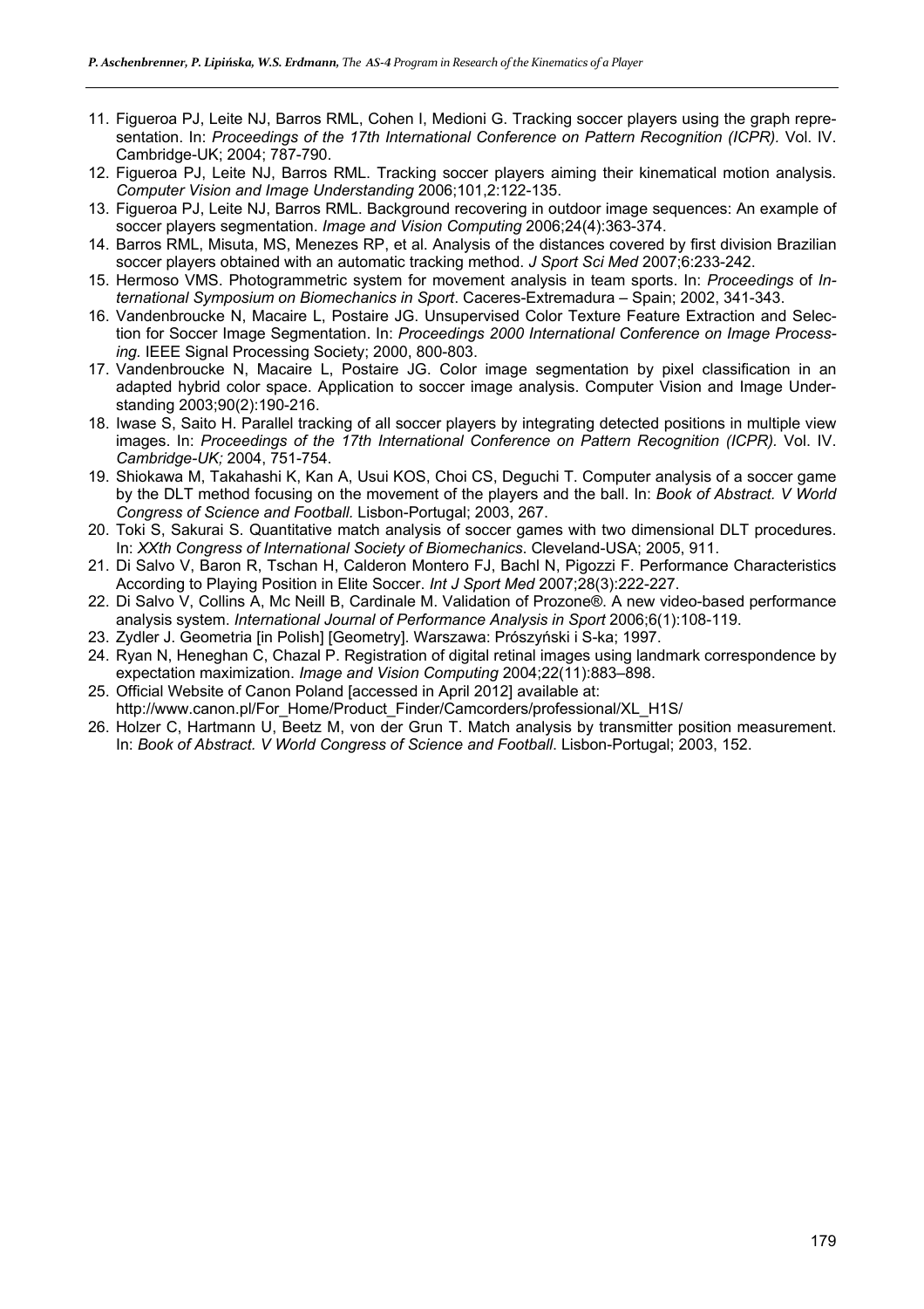11. Figueroa PJ, Leite NJ, Barros RML, Cohen I, Medioni G. Tracking soccer players using the graph representation. In: *Proceedings of the 17th International Conference on Pattern Recognition (ICPR).* Vol. IV. Cambridge-UK; 2004; 787-790.
12. Figueroa PJ, Leite NJ, Barros RML. Tracking soccer players aiming their kinematical motion analysis. *Computer Vision and Image Understanding* 2006;101,2:122-135.
13. Figueroa PJ, Leite NJ, Barros RML. Background recovering in outdoor image sequences: An example of soccer players segmentation. *Image and Vision Computing* 2006;24(4):363-374.
14. Barros RML, Misuta, MS, Menezes RP, et al. Analysis of the distances covered by first division Brazilian soccer players obtained with an automatic tracking method. *J Sport Sci Med* 2007;6:233-242.
15. Hermoso VMS. Photogrammetric system for movement analysis in team sports. In: *Proceedings* of *International Symposium on Biomechanics in Sport*. Caceres-Extremadura – Spain; 2002, 341-343.
16. Vandenbroucke N, Macaire L, Postaire JG. Unsupervised Color Texture Feature Extraction and Selection for Soccer Image Segmentation. In: *Proceedings 2000 International Conference on Image Processing.* IEEE Signal Processing Society; 2000, 800-803.
17. Vandenbroucke N, Macaire L, Postaire JG. Color image segmentation by pixel classification in an adapted hybrid color space. Application to soccer image analysis. Computer Vision and Image Understanding 2003;90(2):190-216.
18. Iwase S, Saito H. Parallel tracking of all soccer players by integrating detected positions in multiple view images. In: *Proceedings of the 17th International Conference on Pattern Recognition (ICPR).* Vol. IV. *Cambridge-UK;* 2004, 751-754.
19. Shiokawa M, Takahashi K, Kan A, Usui KOS, Choi CS, Deguchi T. Computer analysis of a soccer game by the DLT method focusing on the movement of the players and the ball. In: *Book of Abstract. V World Congress of Science and Football.* Lisbon-Portugal; 2003, 267.
20. Toki S, Sakurai S. Quantitative match analysis of soccer games with two dimensional DLT procedures. In: *XXth Congress of International Society of Biomechanics*. Cleveland-USA; 2005, 911.
21. Di Salvo V, Baron R, Tschan H, Calderon Montero FJ, Bachl N, Pigozzi F. Performance Characteristics According to Playing Position in Elite Soccer. *Int J Sport Med* 2007;28(3):222-227.
22. Di Salvo V, Collins A, Mc Neill B, Cardinale M. Validation of Prozone®. A new video-based performance analysis system. *International Journal of Performance Analysis in Sport* 2006;6(1):108-119.
23. Zydler J. Geometria [in Polish] [Geometry]. Warszawa: Prószyński i S-ka; 1997.
24. Ryan N, Heneghan C, Chazal P. Registration of digital retinal images using landmark correspondence by expectation maximization. *Image and Vision Computing* 2004;22(11):883–898.
25. Official Website of Canon Poland [accessed in April 2012] available at: http://www.canon.pl/For_Home/Product_Finder/Camcorders/professional/XL_H1S/
26. Holzer C, Hartmann U, Beetz M, von der Grun T. Match analysis by transmitter position measurement. In: *Book of Abstract. V World Congress of Science and Football*. Lisbon-Portugal; 2003, 152.